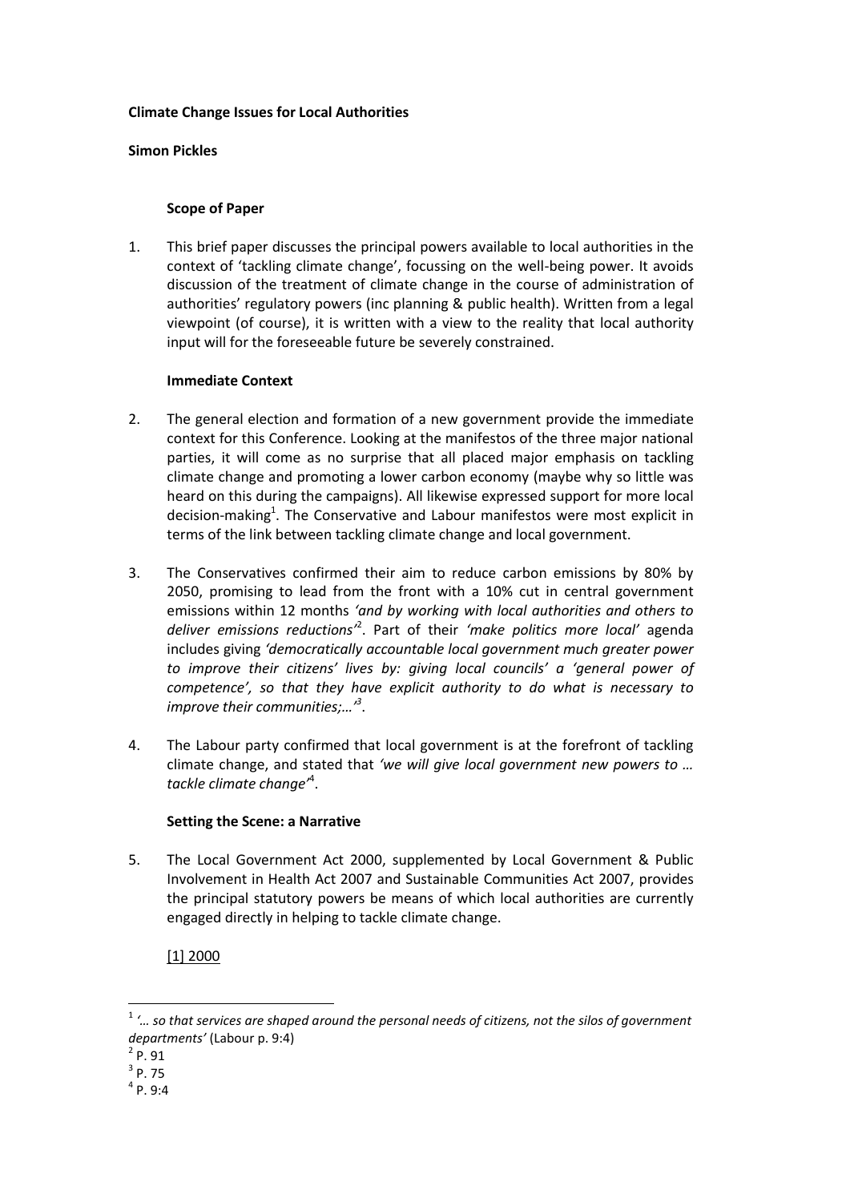**Climate Change Issues for Local Authorities**

**Simon Pickles**

**Scope of Paper**

1. This brief paper discusses the principal powers available to local authorities in the context of 'tackling climate change', focussing on the well-being power. It avoids discussion of the treatment of climate change in the course of administration of authorities' regulatory powers (inc planning & public health). Written from a legal viewpoint (of course), it is written with a view to the reality that local authority input will for the foreseeable future be severely constrained.

**Immediate Context**

2. The general election and formation of a new government provide the immediate context for this Conference. Looking at the manifestos of the three major national parties, it will come as no surprise that all placed major emphasis on tackling climate change and promoting a lower carbon economy (maybe why so little was heard on this during the campaigns). All likewise expressed support for more local decision-making[1]. The Conservative and Labour manifestos were most explicit in terms of the link between tackling climate change and local government.

3. The Conservatives confirmed their aim to reduce carbon emissions by 80% by 2050, promising to lead from the front with a 10% cut in central government emissions within 12 months *'and by working with local authorities and others to deliver emissions reductions'*[2]. Part of their *'make politics more local'* agenda includes giving *'democratically accountable local government much greater power to improve their citizens' lives by: giving local councils' a 'general power of competence', so that they have explicit authority to do what is necessary to improve their communities;…'*[3].

4. The Labour party confirmed that local government is at the forefront of tackling climate change, and stated that *'we will give local government new powers to … tackle climate change'*[4].

**Setting the Scene: a Narrative**

5. The Local Government Act 2000, supplemented by Local Government & Public Involvement in Health Act 2007 and Sustainable Communities Act 2007, provides the principal statutory powers be means of which local authorities are currently engaged directly in helping to tackle climate change.

<u>[1] 2000</u>

---

[1] *'… so that services are shaped around the personal needs of citizens, not the silos of government departments'* (Labour p. 9:4)

[2] P. 91

[3] P. 75

[4] P. 9:4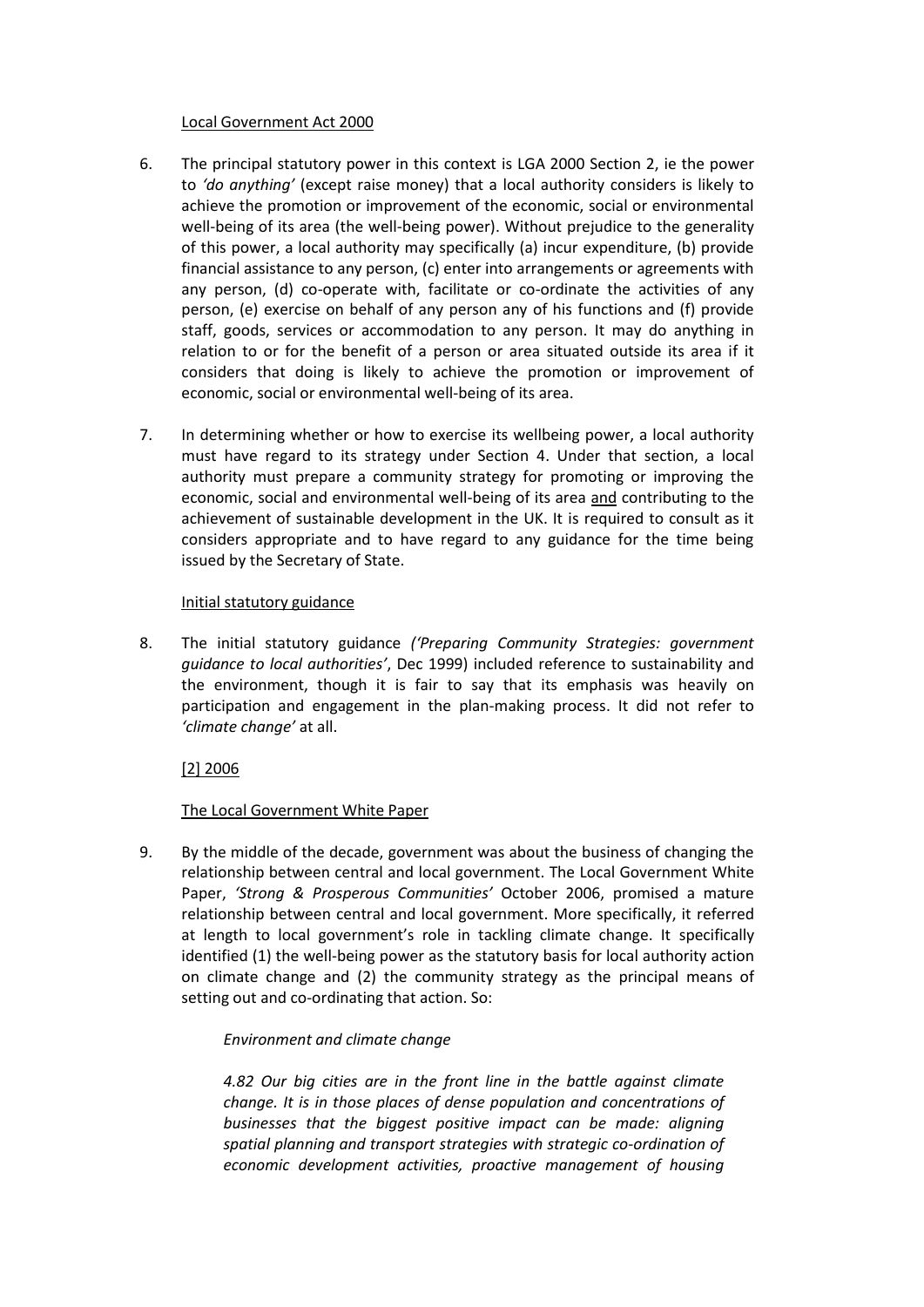<u>Local Government Act 2000</u>

6. The principal statutory power in this context is LGA 2000 Section 2, ie the power to *'do anything'* (except raise money) that a local authority considers is likely to achieve the promotion or improvement of the economic, social or environmental well-being of its area (the well-being power). Without prejudice to the generality of this power, a local authority may specifically (a) incur expenditure, (b) provide financial assistance to any person, (c) enter into arrangements or agreements with any person, (d) co-operate with, facilitate or co-ordinate the activities of any person, (e) exercise on behalf of any person any of his functions and (f) provide staff, goods, services or accommodation to any person. It may do anything in relation to or for the benefit of a person or area situated outside its area if it considers that doing is likely to achieve the promotion or improvement of economic, social or environmental well-being of its area.

7. In determining whether or how to exercise its wellbeing power, a local authority must have regard to its strategy under Section 4. Under that section, a local authority must prepare a community strategy for promoting or improving the economic, social and environmental well-being of its area <u>and</u> contributing to the achievement of sustainable development in the UK. It is required to consult as it considers appropriate and to have regard to any guidance for the time being issued by the Secretary of State.

<u>Initial statutory guidance</u>

8. The initial statutory guidance *('Preparing Community Strategies: government guidance to local authorities'*, Dec 1999) included reference to sustainability and the environment, though it is fair to say that its emphasis was heavily on participation and engagement in the plan-making process. It did not refer to *'climate change'* at all.

<u>[2] 2006</u>

<u>The Local Government White Paper</u>

9. By the middle of the decade, government was about the business of changing the relationship between central and local government. The Local Government White Paper, *'Strong & Prosperous Communities'* October 2006, promised a mature relationship between central and local government. More specifically, it referred at length to local government's role in tackling climate change. It specifically identified (1) the well-being power as the statutory basis for local authority action on climate change and (2) the community strategy as the principal means of setting out and co-ordinating that action. So:

> *Environment and climate change*
>
> *4.82 Our big cities are in the front line in the battle against climate change. It is in those places of dense population and concentrations of businesses that the biggest positive impact can be made: aligning spatial planning and transport strategies with strategic co-ordination of economic development activities, proactive management of housing*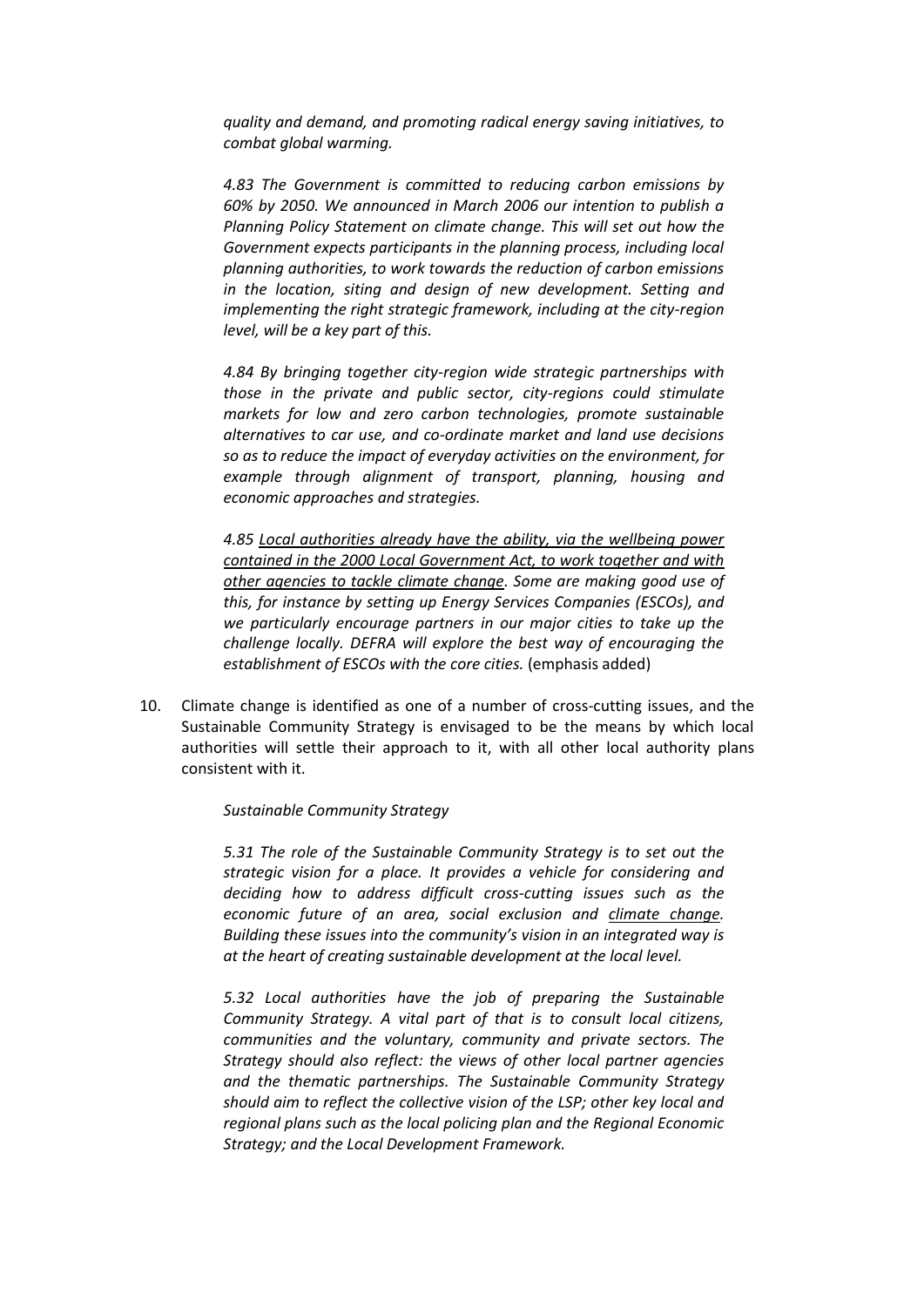*quality and demand, and promoting radical energy saving initiatives, to combat global warming.*

*4.83 The Government is committed to reducing carbon emissions by 60% by 2050. We announced in March 2006 our intention to publish a Planning Policy Statement on climate change. This will set out how the Government expects participants in the planning process, including local planning authorities, to work towards the reduction of carbon emissions in the location, siting and design of new development. Setting and implementing the right strategic framework, including at the city-region level, will be a key part of this.*

*4.84 By bringing together city-region wide strategic partnerships with those in the private and public sector, city-regions could stimulate markets for low and zero carbon technologies, promote sustainable alternatives to car use, and co-ordinate market and land use decisions so as to reduce the impact of everyday activities on the environment, for example through alignment of transport, planning, housing and economic approaches and strategies.*

*4.85 <u>Local authorities already have the ability, via the wellbeing power contained in the 2000 Local Government Act, to work together and with other agencies to tackle climate change</u>. Some are making good use of this, for instance by setting up Energy Services Companies (ESCOs), and we particularly encourage partners in our major cities to take up the challenge locally. DEFRA will explore the best way of encouraging the establishment of ESCOs with the core cities.* (emphasis added)

10. Climate change is identified as one of a number of cross-cutting issues, and the Sustainable Community Strategy is envisaged to be the means by which local authorities will settle their approach to it, with all other local authority plans consistent with it.

*Sustainable Community Strategy*

*5.31 The role of the Sustainable Community Strategy is to set out the strategic vision for a place. It provides a vehicle for considering and deciding how to address difficult cross-cutting issues such as the economic future of an area, social exclusion and <u>climate change</u>. Building these issues into the community's vision in an integrated way is at the heart of creating sustainable development at the local level.*

*5.32 Local authorities have the job of preparing the Sustainable Community Strategy. A vital part of that is to consult local citizens, communities and the voluntary, community and private sectors. The Strategy should also reflect: the views of other local partner agencies and the thematic partnerships. The Sustainable Community Strategy should aim to reflect the collective vision of the LSP; other key local and regional plans such as the local policing plan and the Regional Economic Strategy; and the Local Development Framework.*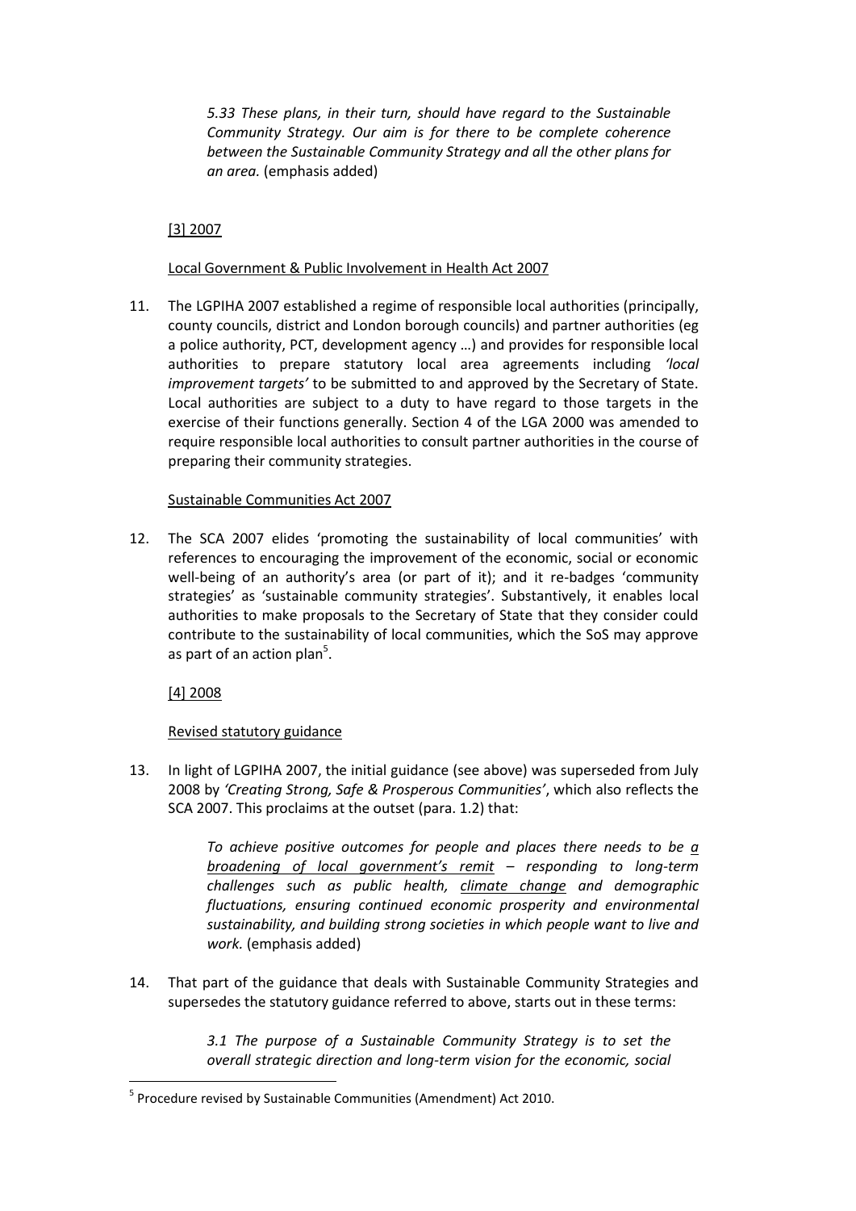*5.33 These plans, in their turn, should have regard to the Sustainable Community Strategy. Our aim is for there to be complete coherence between the Sustainable Community Strategy and all the other plans for an area.* (emphasis added)

[3] 2007

Local Government & Public Involvement in Health Act 2007

11. The LGPIHA 2007 established a regime of responsible local authorities (principally, county councils, district and London borough councils) and partner authorities (eg a police authority, PCT, development agency …) and provides for responsible local authorities to prepare statutory local area agreements including *'local improvement targets'* to be submitted to and approved by the Secretary of State. Local authorities are subject to a duty to have regard to those targets in the exercise of their functions generally. Section 4 of the LGA 2000 was amended to require responsible local authorities to consult partner authorities in the course of preparing their community strategies.

Sustainable Communities Act 2007

12. The SCA 2007 elides 'promoting the sustainability of local communities' with references to encouraging the improvement of the economic, social or economic well-being of an authority's area (or part of it); and it re-badges 'community strategies' as 'sustainable community strategies'. Substantively, it enables local authorities to make proposals to the Secretary of State that they consider could contribute to the sustainability of local communities, which the SoS may approve as part of an action plan[5].

[4] 2008

Revised statutory guidance

13. In light of LGPIHA 2007, the initial guidance (see above) was superseded from July 2008 by *'Creating Strong, Safe & Prosperous Communities'*, which also reflects the SCA 2007. This proclaims at the outset (para. 1.2) that:

> *To achieve positive outcomes for people and places there needs to be a broadening of local government's remit – responding to long-term challenges such as public health, climate change and demographic fluctuations, ensuring continued economic prosperity and environmental sustainability, and building strong societies in which people want to live and work.* (emphasis added)

14. That part of the guidance that deals with Sustainable Community Strategies and supersedes the statutory guidance referred to above, starts out in these terms:

> *3.1 The purpose of a Sustainable Community Strategy is to set the overall strategic direction and long-term vision for the economic, social*

---

[5] Procedure revised by Sustainable Communities (Amendment) Act 2010.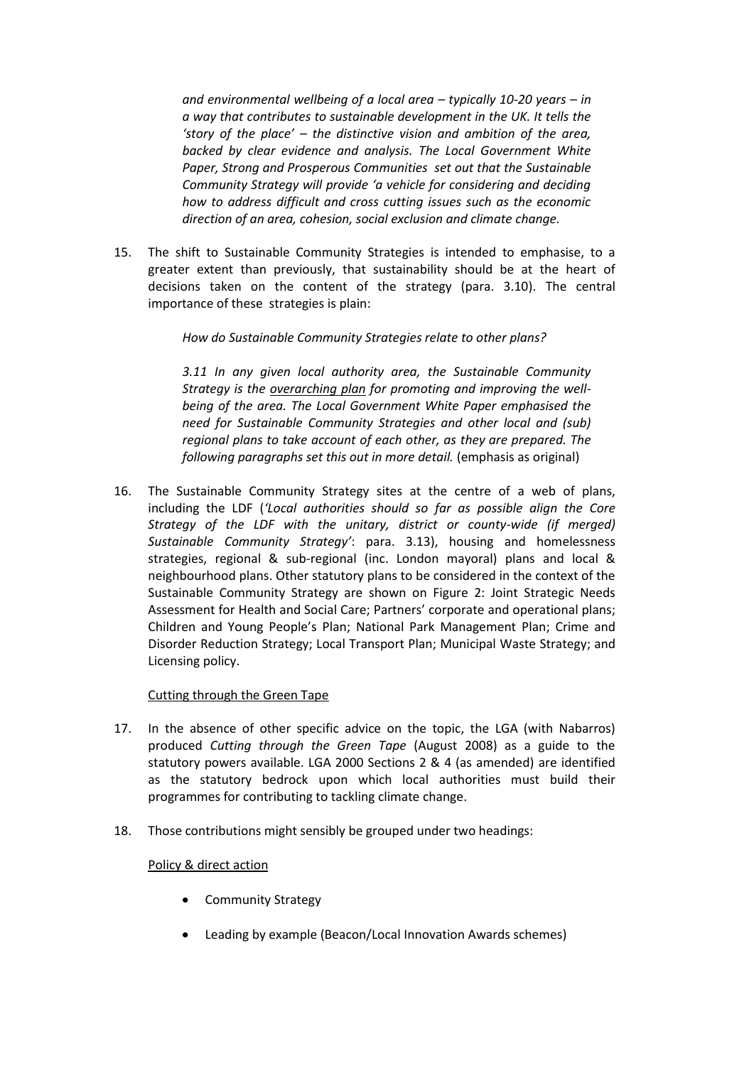*and environmental wellbeing of a local area – typically 10-20 years – in a way that contributes to sustainable development in the UK. It tells the 'story of the place' – the distinctive vision and ambition of the area, backed by clear evidence and analysis. The Local Government White Paper, Strong and Prosperous Communities set out that the Sustainable Community Strategy will provide 'a vehicle for considering and deciding how to address difficult and cross cutting issues such as the economic direction of an area, cohesion, social exclusion and climate change.*

15. The shift to Sustainable Community Strategies is intended to emphasise, to a greater extent than previously, that sustainability should be at the heart of decisions taken on the content of the strategy (para. 3.10). The central importance of these strategies is plain:

 *How do Sustainable Community Strategies relate to other plans?*

 *3.11 In any given local authority area, the Sustainable Community Strategy is the <u>overarching plan</u> for promoting and improving the well-being of the area. The Local Government White Paper emphasised the need for Sustainable Community Strategies and other local and (sub) regional plans to take account of each other, as they are prepared. The following paragraphs set this out in more detail.* (emphasis as original)

16. The Sustainable Community Strategy sites at the centre of a web of plans, including the LDF (*'Local authorities should so far as possible align the Core Strategy of the LDF with the unitary, district or county-wide (if merged) Sustainable Community Strategy'*: para. 3.13), housing and homelessness strategies, regional & sub-regional (inc. London mayoral) plans and local & neighbourhood plans. Other statutory plans to be considered in the context of the Sustainable Community Strategy are shown on Figure 2: Joint Strategic Needs Assessment for Health and Social Care; Partners' corporate and operational plans; Children and Young People's Plan; National Park Management Plan; Crime and Disorder Reduction Strategy; Local Transport Plan; Municipal Waste Strategy; and Licensing policy.

<u>Cutting through the Green Tape</u>

17. In the absence of other specific advice on the topic, the LGA (with Nabarros) produced *Cutting through the Green Tape* (August 2008) as a guide to the statutory powers available. LGA 2000 Sections 2 & 4 (as amended) are identified as the statutory bedrock upon which local authorities must build their programmes for contributing to tackling climate change.

18. Those contributions might sensibly be grouped under two headings:

 <u>Policy & direct action</u>

 - Community Strategy
 - Leading by example (Beacon/Local Innovation Awards schemes)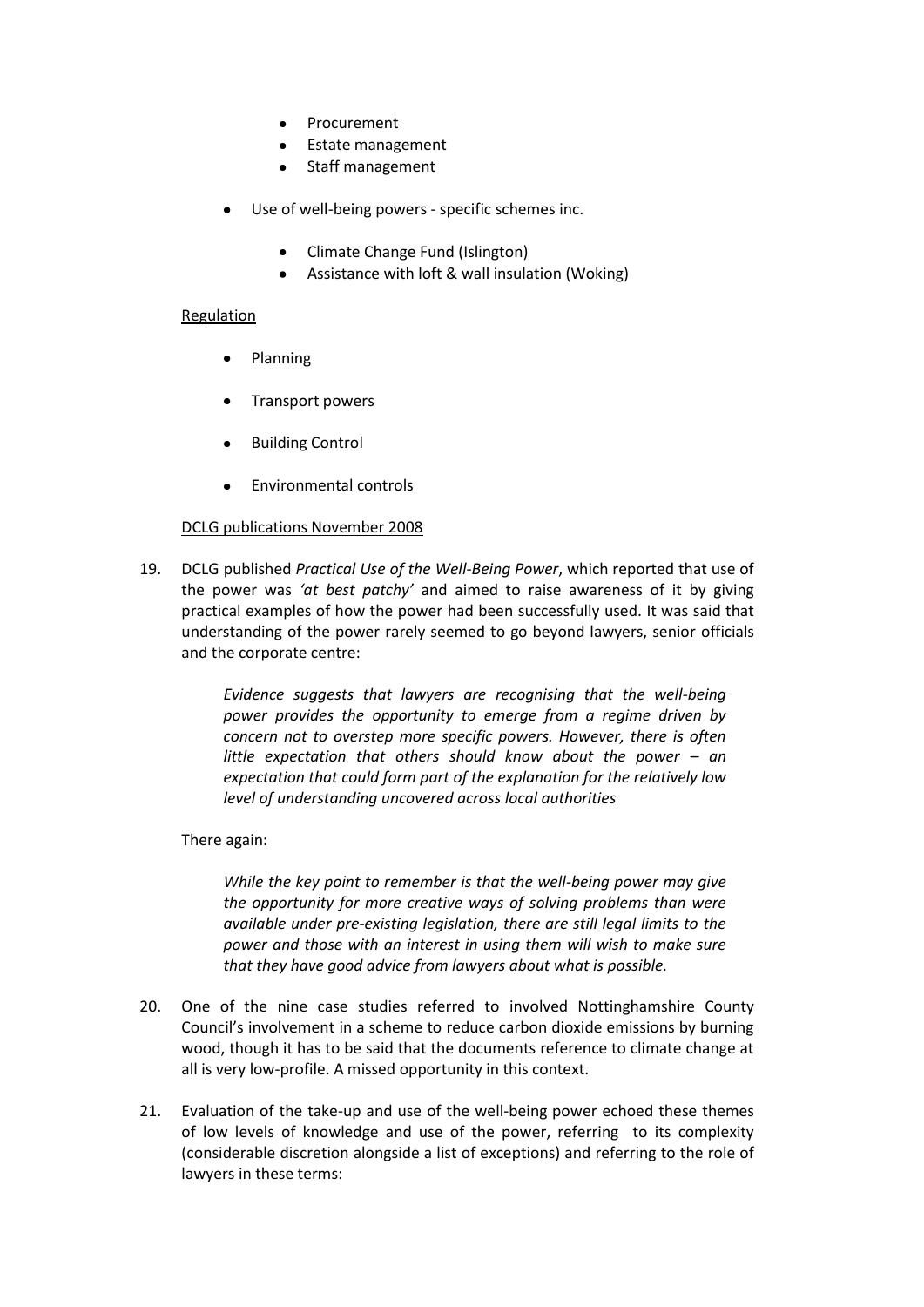- Procurement
    - Estate management
    - Staff management

- Use of well-being powers - specific schemes inc.

    - Climate Change Fund (Islington)
    - Assistance with loft & wall insulation (Woking)

<u>Regulation</u>

- Planning
- Transport powers
- Building Control
- Environmental controls

<u>DCLG publications November 2008</u>

19. DCLG published *Practical Use of the Well-Being Power*, which reported that use of the power was *'at best patchy'* and aimed to raise awareness of it by giving practical examples of how the power had been successfully used. It was said that understanding of the power rarely seemed to go beyond lawyers, senior officials and the corporate centre:

    > *Evidence suggests that lawyers are recognising that the well-being power provides the opportunity to emerge from a regime driven by concern not to overstep more specific powers. However, there is often little expectation that others should know about the power – an expectation that could form part of the explanation for the relatively low level of understanding uncovered across local authorities*

    There again:

    > *While the key point to remember is that the well-being power may give the opportunity for more creative ways of solving problems than were available under pre-existing legislation, there are still legal limits to the power and those with an interest in using them will wish to make sure that they have good advice from lawyers about what is possible.*

20. One of the nine case studies referred to involved Nottinghamshire County Council's involvement in a scheme to reduce carbon dioxide emissions by burning wood, though it has to be said that the documents reference to climate change at all is very low-profile. A missed opportunity in this context.

21. Evaluation of the take-up and use of the well-being power echoed these themes of low levels of knowledge and use of the power, referring to its complexity (considerable discretion alongside a list of exceptions) and referring to the role of lawyers in these terms: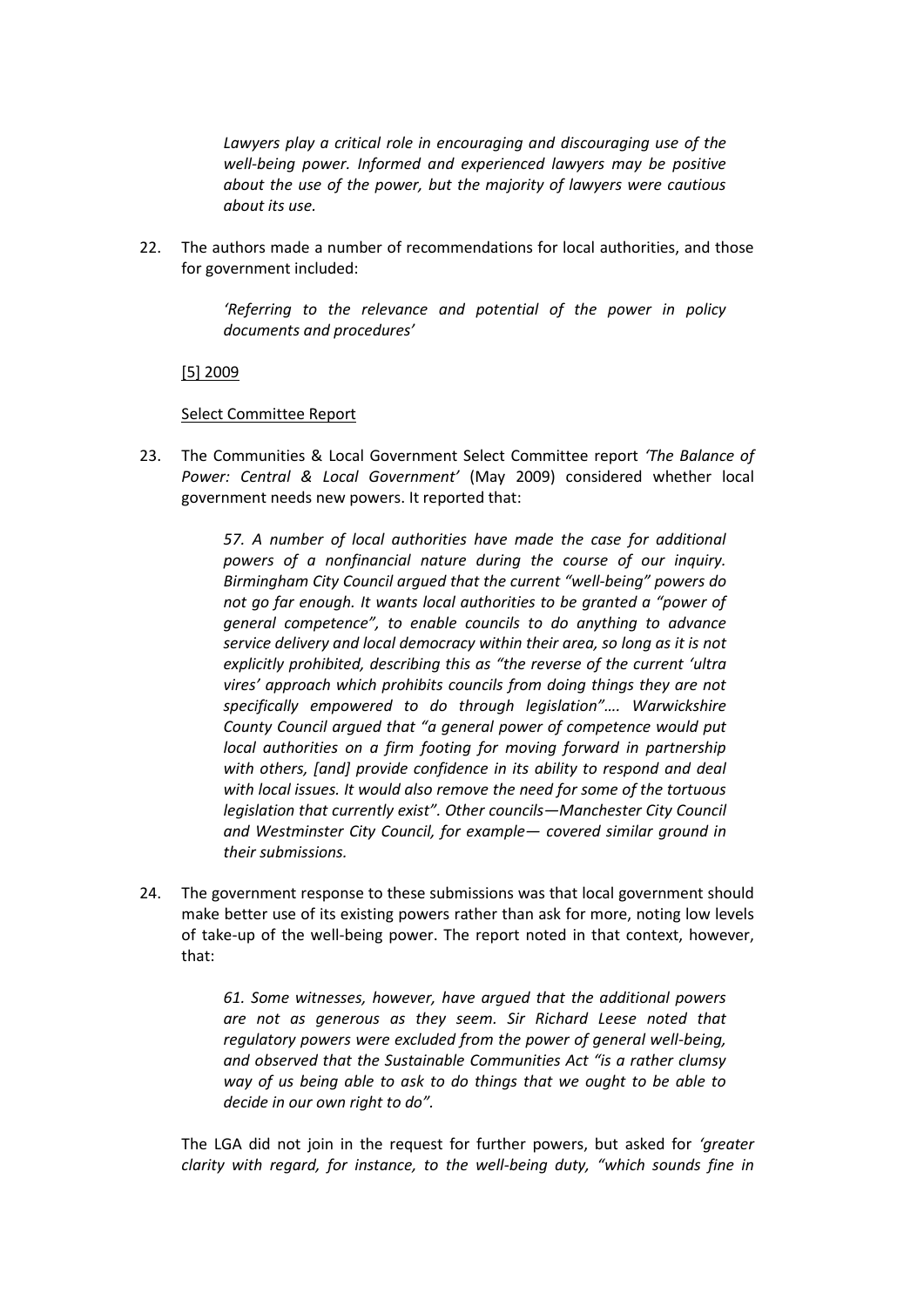> *Lawyers play a critical role in encouraging and discouraging use of the well-being power. Informed and experienced lawyers may be positive about the use of the power, but the majority of lawyers were cautious about its use.*

22. The authors made a number of recommendations for local authorities, and those for government included:

> *'Referring to the relevance and potential of the power in policy documents and procedures'*

[5] 2009

Select Committee Report

23. The Communities & Local Government Select Committee report *'The Balance of Power: Central & Local Government'* (May 2009) considered whether local government needs new powers. It reported that:

> *57. A number of local authorities have made the case for additional powers of a nonfinancial nature during the course of our inquiry. Birmingham City Council argued that the current "well-being" powers do not go far enough. It wants local authorities to be granted a "power of general competence", to enable councils to do anything to advance service delivery and local democracy within their area, so long as it is not explicitly prohibited, describing this as "the reverse of the current 'ultra vires' approach which prohibits councils from doing things they are not specifically empowered to do through legislation"…. Warwickshire County Council argued that "a general power of competence would put local authorities on a firm footing for moving forward in partnership with others, [and] provide confidence in its ability to respond and deal with local issues. It would also remove the need for some of the tortuous legislation that currently exist". Other councils—Manchester City Council and Westminster City Council, for example— covered similar ground in their submissions.*

24. The government response to these submissions was that local government should make better use of its existing powers rather than ask for more, noting low levels of take-up of the well-being power. The report noted in that context, however, that:

> *61. Some witnesses, however, have argued that the additional powers are not as generous as they seem. Sir Richard Leese noted that regulatory powers were excluded from the power of general well-being, and observed that the Sustainable Communities Act "is a rather clumsy way of us being able to ask to do things that we ought to be able to decide in our own right to do".*

The LGA did not join in the request for further powers, but asked for *'greater clarity with regard, for instance, to the well-being duty, "which sounds fine in*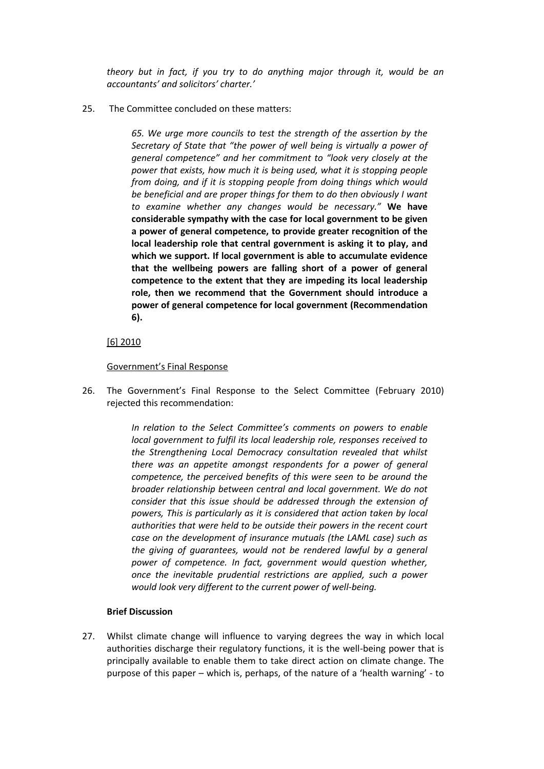*theory but in fact, if you try to do anything major through it, would be an accountants' and solicitors' charter.'*

25. The Committee concluded on these matters:

> *65. We urge more councils to test the strength of the assertion by the Secretary of State that "the power of well being is virtually a power of general competence" and her commitment to "look very closely at the power that exists, how much it is being used, what it is stopping people from doing, and if it is stopping people from doing things which would be beneficial and are proper things for them to do then obviously I want to examine whether any changes would be necessary."* **We have considerable sympathy with the case for local government to be given a power of general competence, to provide greater recognition of the local leadership role that central government is asking it to play, and which we support. If local government is able to accumulate evidence that the wellbeing powers are falling short of a power of general competence to the extent that they are impeding its local leadership role, then we recommend that the Government should introduce a power of general competence for local government (Recommendation 6).**

[6] 2010

Government's Final Response

26. The Government's Final Response to the Select Committee (February 2010) rejected this recommendation:

> *In relation to the Select Committee's comments on powers to enable local government to fulfil its local leadership role, responses received to the Strengthening Local Democracy consultation revealed that whilst there was an appetite amongst respondents for a power of general competence, the perceived benefits of this were seen to be around the broader relationship between central and local government. We do not consider that this issue should be addressed through the extension of powers, This is particularly as it is considered that action taken by local authorities that were held to be outside their powers in the recent court case on the development of insurance mutuals (the LAML case) such as the giving of guarantees, would not be rendered lawful by a general power of competence. In fact, government would question whether, once the inevitable prudential restrictions are applied, such a power would look very different to the current power of well-being.*

**Brief Discussion**

27. Whilst climate change will influence to varying degrees the way in which local authorities discharge their regulatory functions, it is the well-being power that is principally available to enable them to take direct action on climate change. The purpose of this paper – which is, perhaps, of the nature of a 'health warning' - to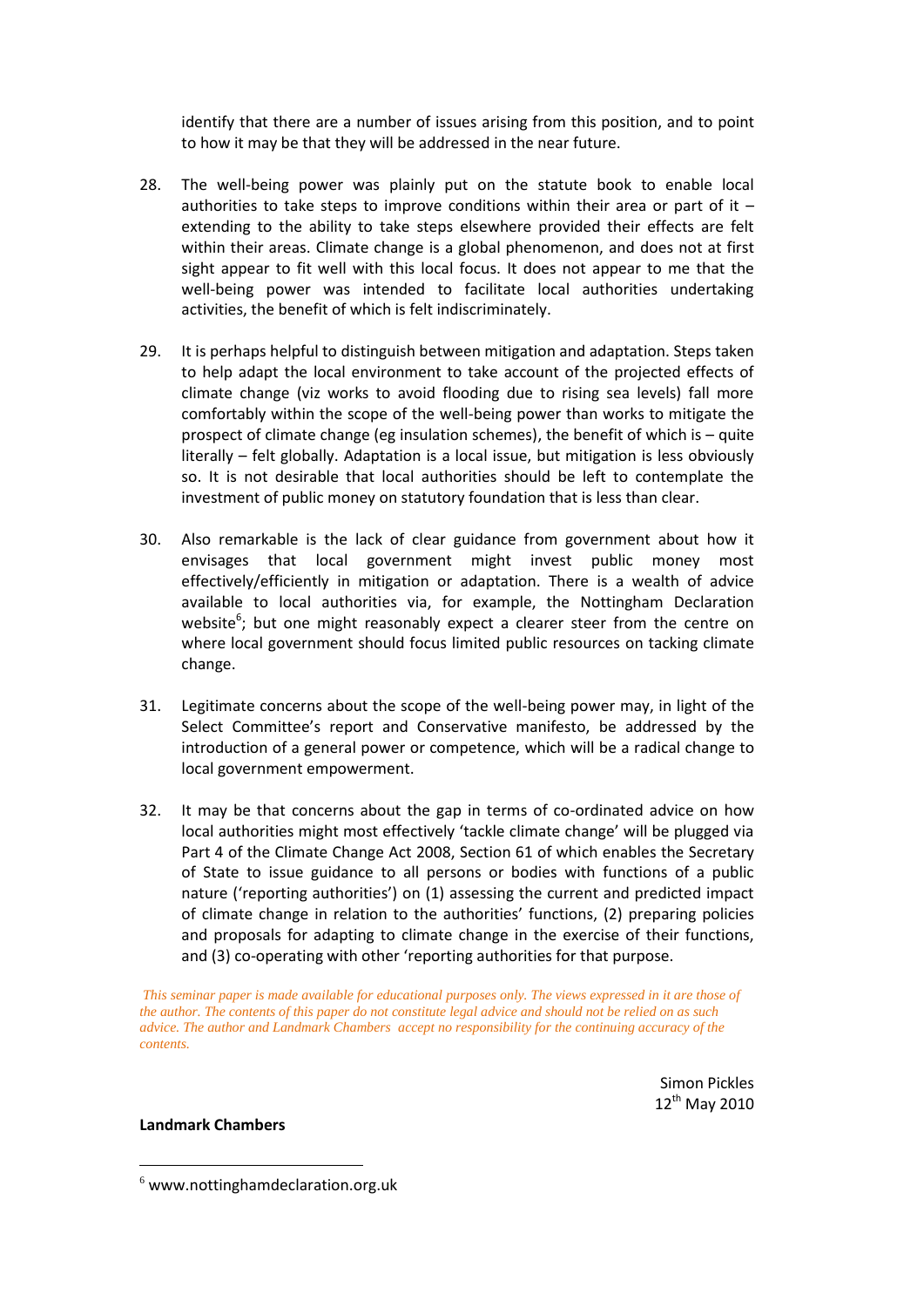identify that there are a number of issues arising from this position, and to point to how it may be that they will be addressed in the near future.

28. The well-being power was plainly put on the statute book to enable local authorities to take steps to improve conditions within their area or part of it – extending to the ability to take steps elsewhere provided their effects are felt within their areas. Climate change is a global phenomenon, and does not at first sight appear to fit well with this local focus. It does not appear to me that the well-being power was intended to facilitate local authorities undertaking activities, the benefit of which is felt indiscriminately.

29. It is perhaps helpful to distinguish between mitigation and adaptation. Steps taken to help adapt the local environment to take account of the projected effects of climate change (viz works to avoid flooding due to rising sea levels) fall more comfortably within the scope of the well-being power than works to mitigate the prospect of climate change (eg insulation schemes), the benefit of which is – quite literally – felt globally. Adaptation is a local issue, but mitigation is less obviously so. It is not desirable that local authorities should be left to contemplate the investment of public money on statutory foundation that is less than clear.

30. Also remarkable is the lack of clear guidance from government about how it envisages that local government might invest public money most effectively/efficiently in mitigation or adaptation. There is a wealth of advice available to local authorities via, for example, the Nottingham Declaration website[6]; but one might reasonably expect a clearer steer from the centre on where local government should focus limited public resources on tacking climate change.

31. Legitimate concerns about the scope of the well-being power may, in light of the Select Committee's report and Conservative manifesto, be addressed by the introduction of a general power or competence, which will be a radical change to local government empowerment.

32. It may be that concerns about the gap in terms of co-ordinated advice on how local authorities might most effectively 'tackle climate change' will be plugged via Part 4 of the Climate Change Act 2008, Section 61 of which enables the Secretary of State to issue guidance to all persons or bodies with functions of a public nature ('reporting authorities') on (1) assessing the current and predicted impact of climate change in relation to the authorities' functions, (2) preparing policies and proposals for adapting to climate change in the exercise of their functions, and (3) co-operating with other 'reporting authorities for that purpose.

*This seminar paper is made available for educational purposes only. The views expressed in it are those of the author. The contents of this paper do not constitute legal advice and should not be relied on as such advice. The author and Landmark Chambers accept no responsibility for the continuing accuracy of the contents.*

Simon Pickles
12th May 2010

**Landmark Chambers**

[6] www.nottinghamdeclaration.org.uk